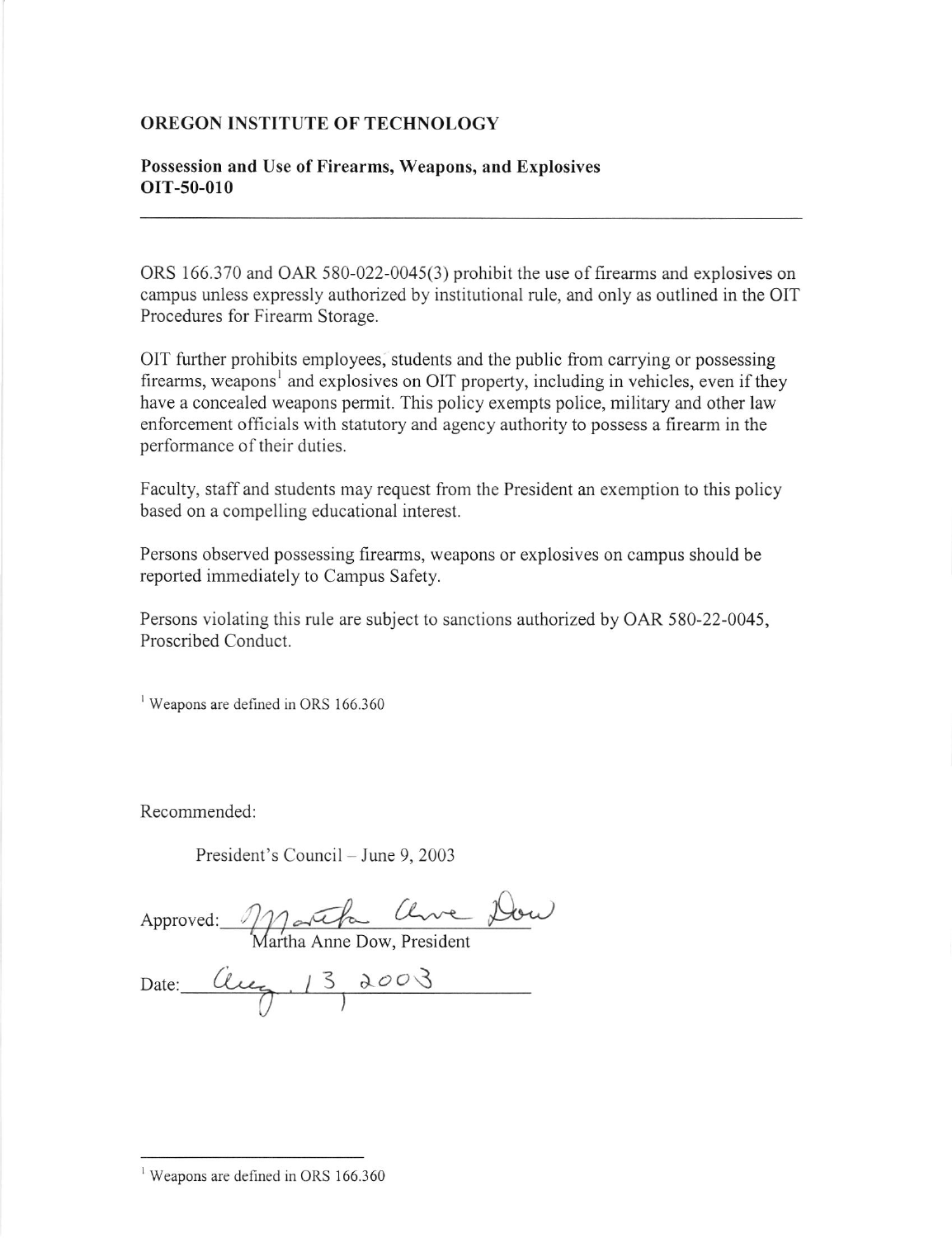## OREGON INSTITUTE OF TECHNOLOGY

### Possession and Use of Firearms, Weapons, and Explosives
### OIT-50-010

---

ORS 166.370 and OAR 580-022-0045(3) prohibit the use of firearms and explosives on campus unless expressly authorized by institutional rule, and only as outlined in the OIT Procedures for Firearm Storage.

OIT further prohibits employees, students and the public from carrying or possessing firearms, weapons[1] and explosives on OIT property, including in vehicles, even if they have a concealed weapons permit. This policy exempts police, military and other law enforcement officials with statutory and agency authority to possess a firearm in the performance of their duties.

Faculty, staff and students may request from the President an exemption to this policy based on a compelling educational interest.

Persons observed possessing firearms, weapons or explosives on campus should be reported immediately to Campus Safety.

Persons violating this rule are subject to sanctions authorized by OAR 580-22-0045, Proscribed Conduct.

[1] Weapons are defined in ORS 166.360

Recommended:

President's Council – June 9, 2003

Approved: Martha Anne Dow
Martha Anne Dow, President

Date: Aug. 13, 2003

---

[1] Weapons are defined in ORS 166.360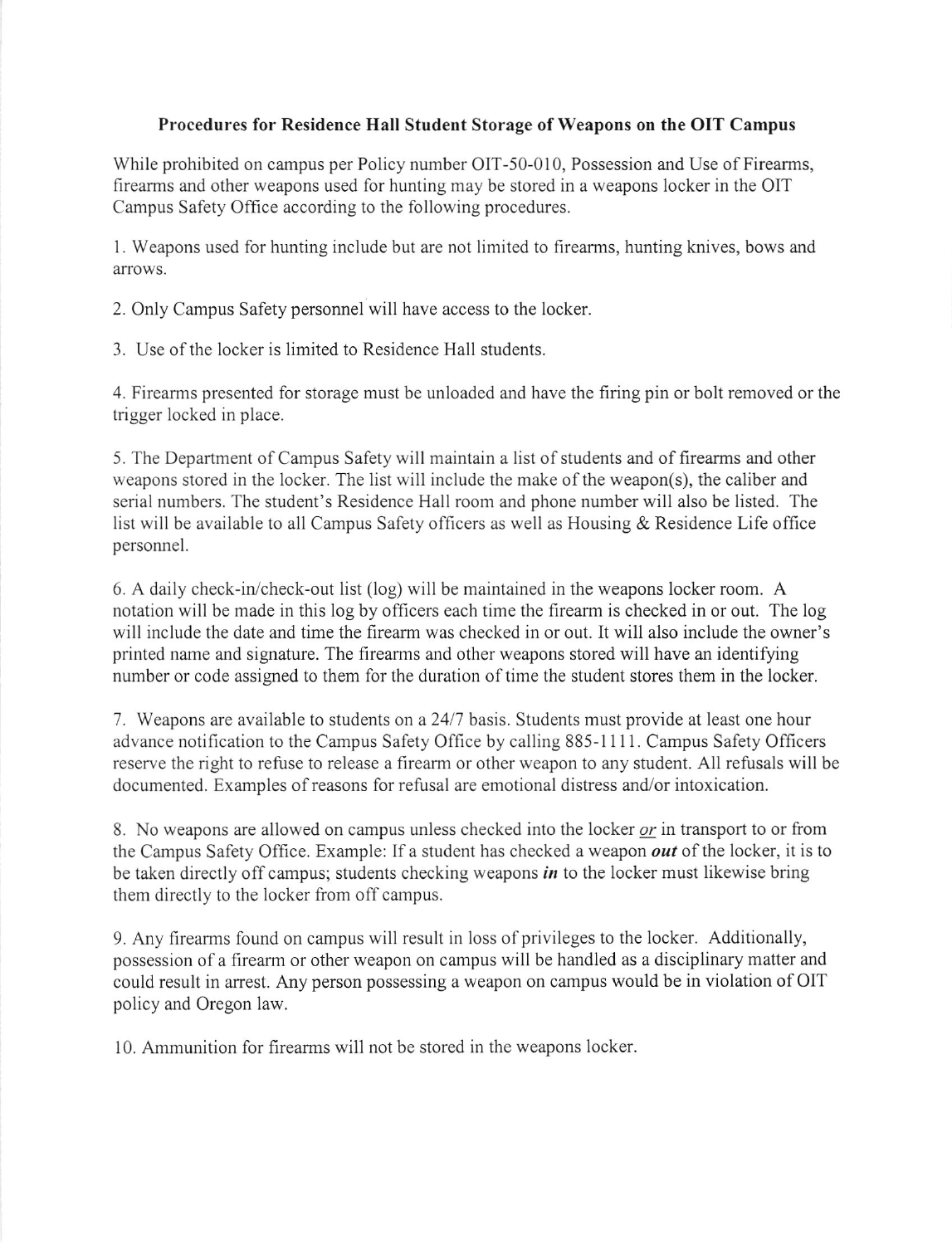## Procedures for Residence Hall Student Storage of Weapons on the OIT Campus

While prohibited on campus per Policy number OIT-50-010, Possession and Use of Firearms, firearms and other weapons used for hunting may be stored in a weapons locker in the OIT Campus Safety Office according to the following procedures.

1. Weapons used for hunting include but are not limited to firearms, hunting knives, bows and arrows.

2. Only Campus Safety personnel will have access to the locker.

3. Use of the locker is limited to Residence Hall students.

4. Firearms presented for storage must be unloaded and have the firing pin or bolt removed or the trigger locked in place.

5. The Department of Campus Safety will maintain a list of students and of firearms and other weapons stored in the locker. The list will include the make of the weapon(s), the caliber and serial numbers. The student's Residence Hall room and phone number will also be listed. The list will be available to all Campus Safety officers as well as Housing & Residence Life office personnel.

6. A daily check-in/check-out list (log) will be maintained in the weapons locker room. A notation will be made in this log by officers each time the firearm is checked in or out. The log will include the date and time the firearm was checked in or out. It will also include the owner's printed name and signature. The firearms and other weapons stored will have an identifying number or code assigned to them for the duration of time the student stores them in the locker.

7. Weapons are available to students on a 24/7 basis. Students must provide at least one hour advance notification to the Campus Safety Office by calling 885-1111. Campus Safety Officers reserve the right to refuse to release a firearm or other weapon to any student. All refusals will be documented. Examples of reasons for refusal are emotional distress and/or intoxication.

8. No weapons are allowed on campus unless checked into the locker <u>*or*</u> in transport to or from the Campus Safety Office. Example: If a student has checked a weapon ***out*** of the locker, it is to be taken directly off campus; students checking weapons ***in*** to the locker must likewise bring them directly to the locker from off campus.

9. Any firearms found on campus will result in loss of privileges to the locker. Additionally, possession of a firearm or other weapon on campus will be handled as a disciplinary matter and could result in arrest. Any person possessing a weapon on campus would be in violation of OIT policy and Oregon law.

10. Ammunition for firearms will not be stored in the weapons locker.